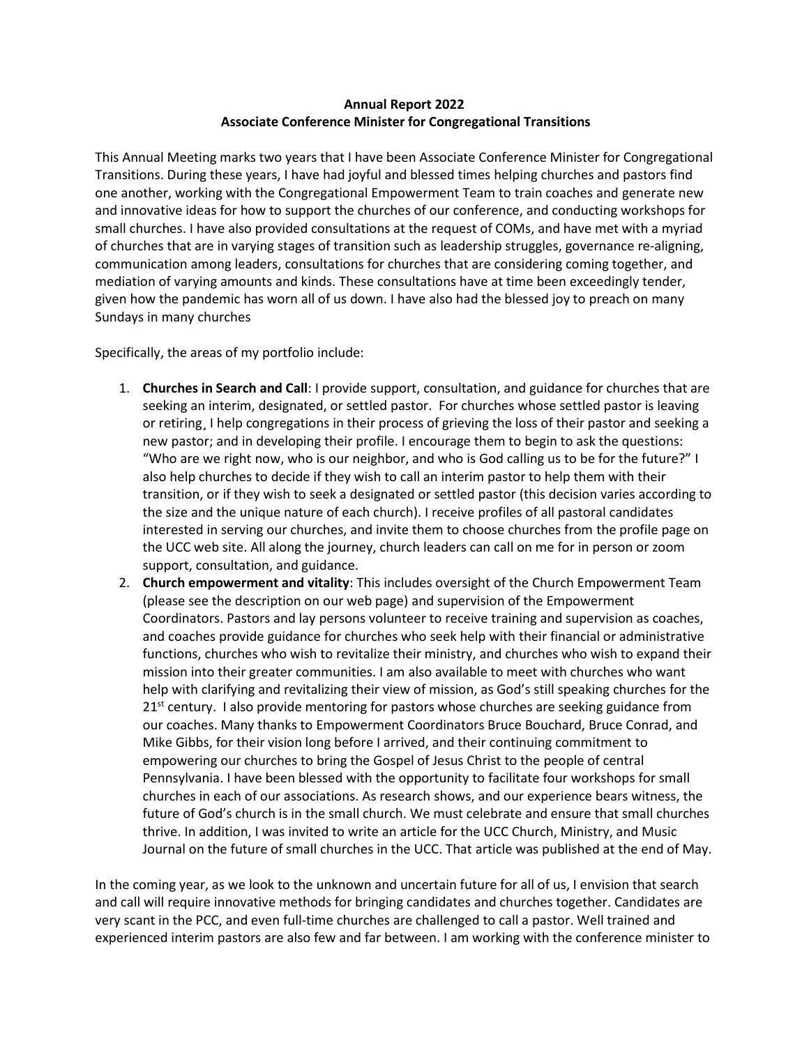**Annual Report 2022**
**Associate Conference Minister for Congregational Transitions**

This Annual Meeting marks two years that I have been Associate Conference Minister for Congregational Transitions. During these years, I have had joyful and blessed times helping churches and pastors find one another, working with the Congregational Empowerment Team to train coaches and generate new and innovative ideas for how to support the churches of our conference, and conducting workshops for small churches. I have also provided consultations at the request of COMs, and have met with a myriad of churches that are in varying stages of transition such as leadership struggles, governance re-aligning, communication among leaders, consultations for churches that are considering coming together, and mediation of varying amounts and kinds. These consultations have at time been exceedingly tender, given how the pandemic has worn all of us down. I have also had the blessed joy to preach on many Sundays in many churches

Specifically, the areas of my portfolio include:

1. **Churches in Search and Call**: I provide support, consultation, and guidance for churches that are seeking an interim, designated, or settled pastor. For churches whose settled pastor is leaving or retiring¸ I help congregations in their process of grieving the loss of their pastor and seeking a new pastor; and in developing their profile. I encourage them to begin to ask the questions: "Who are we right now, who is our neighbor, and who is God calling us to be for the future?" I also help churches to decide if they wish to call an interim pastor to help them with their transition, or if they wish to seek a designated or settled pastor (this decision varies according to the size and the unique nature of each church). I receive profiles of all pastoral candidates interested in serving our churches, and invite them to choose churches from the profile page on the UCC web site. All along the journey, church leaders can call on me for in person or zoom support, consultation, and guidance.
2. **Church empowerment and vitality**: This includes oversight of the Church Empowerment Team (please see the description on our web page) and supervision of the Empowerment Coordinators. Pastors and lay persons volunteer to receive training and supervision as coaches, and coaches provide guidance for churches who seek help with their financial or administrative functions, churches who wish to revitalize their ministry, and churches who wish to expand their mission into their greater communities. I am also available to meet with churches who want help with clarifying and revitalizing their view of mission, as God's still speaking churches for the 21st century. I also provide mentoring for pastors whose churches are seeking guidance from our coaches. Many thanks to Empowerment Coordinators Bruce Bouchard, Bruce Conrad, and Mike Gibbs, for their vision long before I arrived, and their continuing commitment to empowering our churches to bring the Gospel of Jesus Christ to the people of central Pennsylvania. I have been blessed with the opportunity to facilitate four workshops for small churches in each of our associations. As research shows, and our experience bears witness, the future of God's church is in the small church. We must celebrate and ensure that small churches thrive. In addition, I was invited to write an article for the UCC Church, Ministry, and Music Journal on the future of small churches in the UCC. That article was published at the end of May.

In the coming year, as we look to the unknown and uncertain future for all of us, I envision that search and call will require innovative methods for bringing candidates and churches together. Candidates are very scant in the PCC, and even full-time churches are challenged to call a pastor. Well trained and experienced interim pastors are also few and far between. I am working with the conference minister to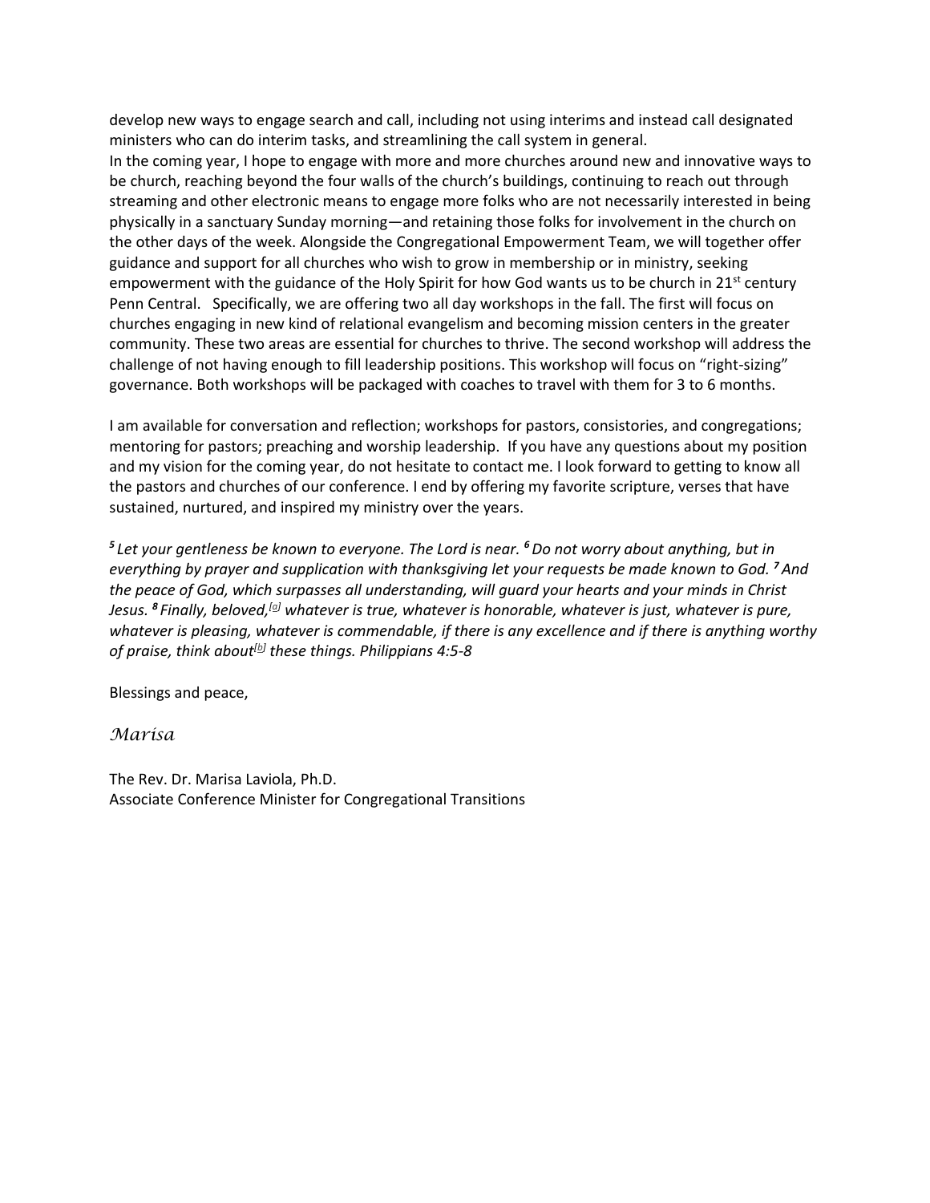develop new ways to engage search and call, including not using interims and instead call designated ministers who can do interim tasks, and streamlining the call system in general.
In the coming year, I hope to engage with more and more churches around new and innovative ways to be church, reaching beyond the four walls of the church's buildings, continuing to reach out through streaming and other electronic means to engage more folks who are not necessarily interested in being physically in a sanctuary Sunday morning—and retaining those folks for involvement in the church on the other days of the week. Alongside the Congregational Empowerment Team, we will together offer guidance and support for all churches who wish to grow in membership or in ministry, seeking empowerment with the guidance of the Holy Spirit for how God wants us to be church in 21st century Penn Central. Specifically, we are offering two all day workshops in the fall. The first will focus on churches engaging in new kind of relational evangelism and becoming mission centers in the greater community. These two areas are essential for churches to thrive. The second workshop will address the challenge of not having enough to fill leadership positions. This workshop will focus on "right-sizing" governance. Both workshops will be packaged with coaches to travel with them for 3 to 6 months.

I am available for conversation and reflection; workshops for pastors, consistories, and congregations; mentoring for pastors; preaching and worship leadership. If you have any questions about my position and my vision for the coming year, do not hesitate to contact me. I look forward to getting to know all the pastors and churches of our conference. I end by offering my favorite scripture, verses that have sustained, nurtured, and inspired my ministry over the years.

*[5] Let your gentleness be known to everyone. The Lord is near. [6] Do not worry about anything, but in everything by prayer and supplication with thanksgiving let your requests be made known to God. [7] And the peace of God, which surpasses all understanding, will guard your hearts and your minds in Christ Jesus. [8] Finally, beloved,[a] whatever is true, whatever is honorable, whatever is just, whatever is pure, whatever is pleasing, whatever is commendable, if there is any excellence and if there is anything worthy of praise, think about[b] these things. Philippians 4:5-8*

Blessings and peace,

*Marisa*

The Rev. Dr. Marisa Laviola, Ph.D.
Associate Conference Minister for Congregational Transitions